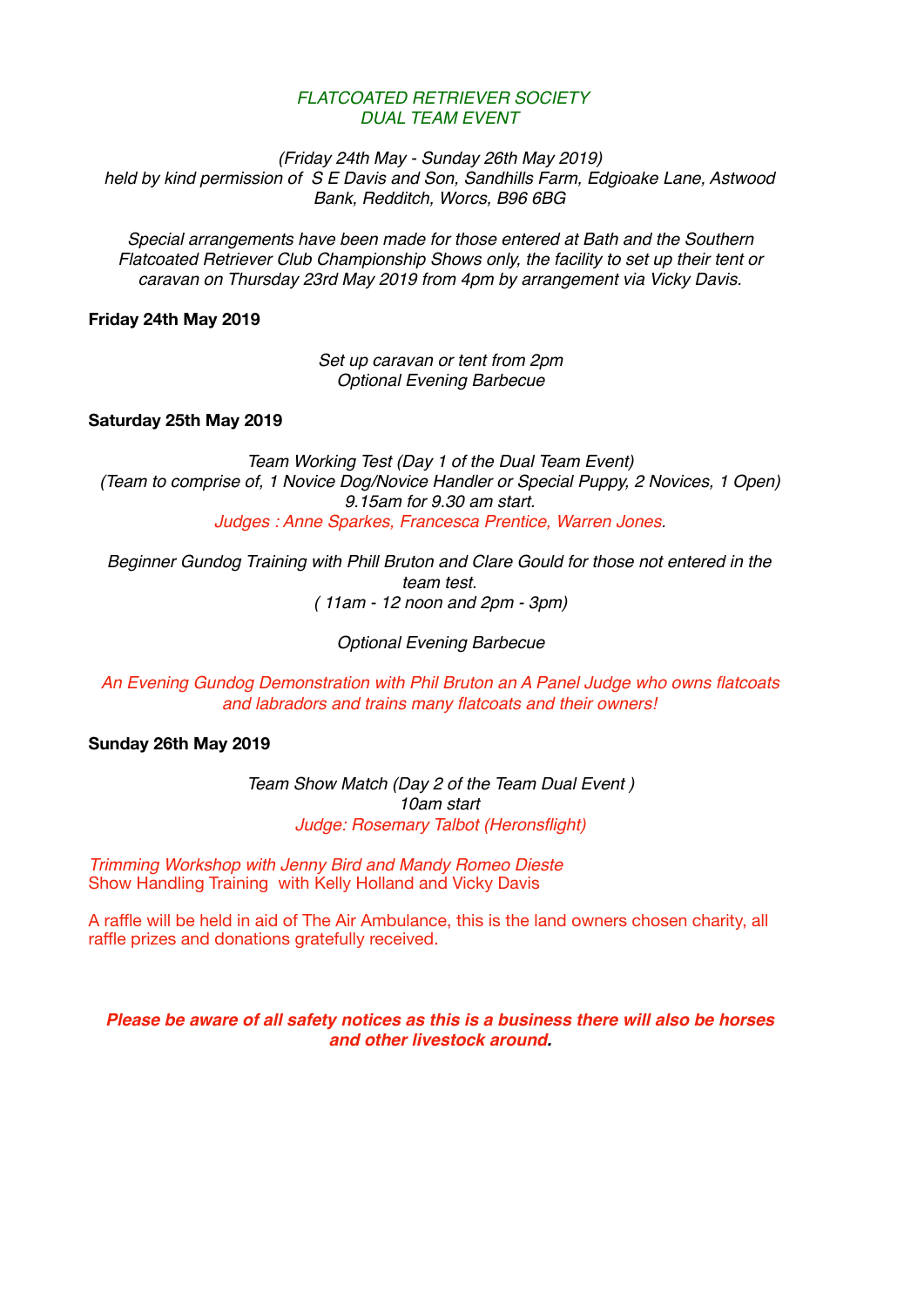*FLATCOATED RETRIEVER SOCIETY*
*DUAL TEAM EVENT*

*(Friday 24th May - Sunday 26th May 2019)*
*held by kind permission of S E Davis and Son, Sandhills Farm, Edgioake Lane, Astwood Bank, Redditch, Worcs, B96 6BG*

*Special arrangements have been made for those entered at Bath and the Southern Flatcoated Retriever Club Championship Shows only, the facility to set up their tent or caravan on Thursday 23rd May 2019 from 4pm by arrangement via Vicky Davis.*

**Friday 24th May 2019**

*Set up caravan or tent from 2pm*
*Optional Evening Barbecue*

**Saturday 25th May 2019**

*Team Working Test (Day 1 of the Dual Team Event)*
*(Team to comprise of, 1 Novice Dog/Novice Handler or Special Puppy, 2 Novices, 1 Open)*
*9.15am for 9.30 am start.*
*Judges : Anne Sparkes, Francesca Prentice, Warren Jones.*

*Beginner Gundog Training with Phill Bruton and Clare Gould for those not entered in the team test.*
*( 11am - 12 noon and 2pm - 3pm)*

*Optional Evening Barbecue*

*An Evening Gundog Demonstration with Phil Bruton an A Panel Judge who owns flatcoats and labradors and trains many flatcoats and their owners!*

**Sunday 26th May 2019**

*Team Show Match (Day 2 of the Team Dual Event )*
*10am start*
*Judge: Rosemary Talbot (Heronsflight)*

*Trimming Workshop with Jenny Bird and Mandy Romeo Dieste*
Show Handling Training with Kelly Holland and Vicky Davis

A raffle will be held in aid of The Air Ambulance, this is the land owners chosen charity, all raffle prizes and donations gratefully received.

***Please be aware of all safety notices as this is a business there will also be horses and other livestock around.***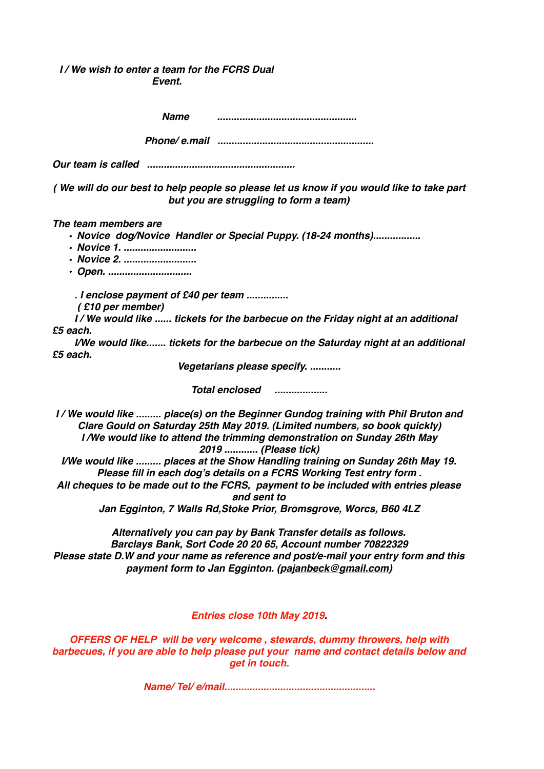*I / We wish to enter a team for the FCRS Dual Event.*

*Name ..................................................*

*Phone/ e.mail ........................................................*

*Our team is called ....................................................*

*( We will do our best to help people so please let us know if you would like to take part but you are struggling to form a team)*

*The team members are*

- *Novice dog/Novice Handler or Special Puppy. (18-24 months).................*
- *Novice 1. ..........................*
- *Novice 2. ..........................*
- *Open. .............................*

*. I enclose payment of £40 per team ...............*
*( £10 per member)*
*I / We would like ...... tickets for the barbecue on the Friday night at an additional £5 each.*
*I/We would like....... tickets for the barbecue on the Saturday night at an additional £5 each.*

*Vegetarians please specify. ...........*

*Total enclosed ...................*

*I / We would like ......... place(s) on the Beginner Gundog training with Phil Bruton and Clare Gould on Saturday 25th May 2019. (Limited numbers, so book quickly)*
*I /We would like to attend the trimming demonstration on Sunday 26th May 2019 ............ (Please tick)*
*I/We would like ......... places at the Show Handling training on Sunday 26th May 19. Please fill in each dog's details on a FCRS Working Test entry form .*
*All cheques to be made out to the FCRS, payment to be included with entries please and sent to*
*Jan Egginton, 7 Walls Rd,Stoke Prior, Bromsgrove, Worcs, B60 4LZ*

*Alternatively you can pay by Bank Transfer details as follows.*
*Barclays Bank, Sort Code 20 20 65, Account number 70822329*
*Please state D.W and your name as reference and post/e-mail your entry form and this payment form to Jan Egginton. (pajanbeck@gmail.com)*

*Entries close 10th May 2019.*

*OFFERS OF HELP will be very welcome , stewards, dummy throwers, help with barbecues, if you are able to help please put your name and contact details below and get in touch.*

*Name/ Tel/ e/mail.....................................................*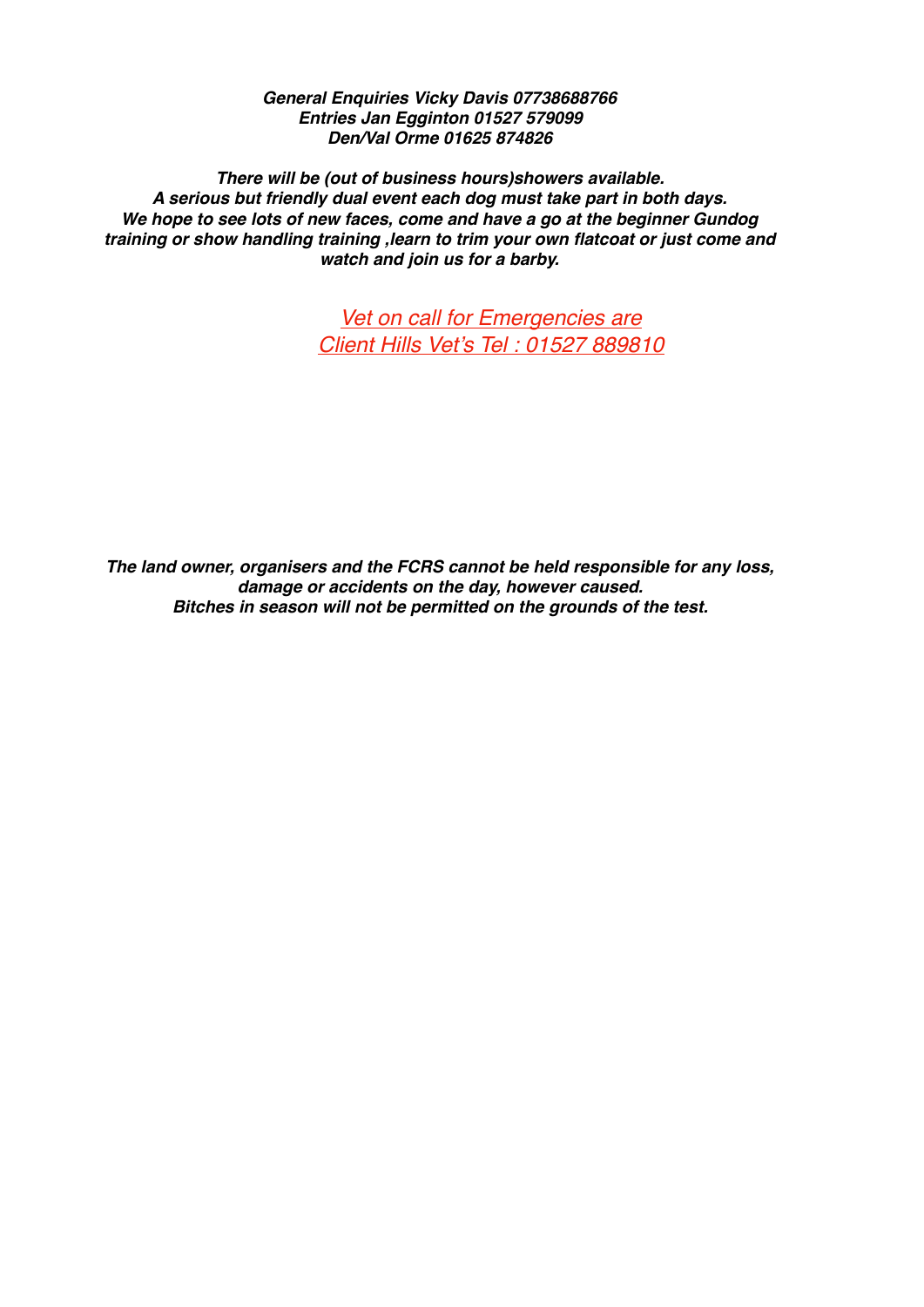***General Enquiries Vicky Davis 07738688766***
***Entries Jan Egginton 01527 579099***
***Den/Val Orme 01625 874826***

***There will be (out of business hours)showers available.***
***A serious but friendly dual event each dog must take part in both days.***
***We hope to see lots of new faces, come and have a go at the beginner Gundog training or show handling training ,learn to trim your own flatcoat or just come and watch and join us for a barby.***

*Vet on call for Emergencies are*
*Client Hills Vet's Tel : 01527 889810*

***The land owner, organisers and the FCRS cannot be held responsible for any loss, damage or accidents on the day, however caused.***
***Bitches in season will not be permitted on the grounds of the test.***